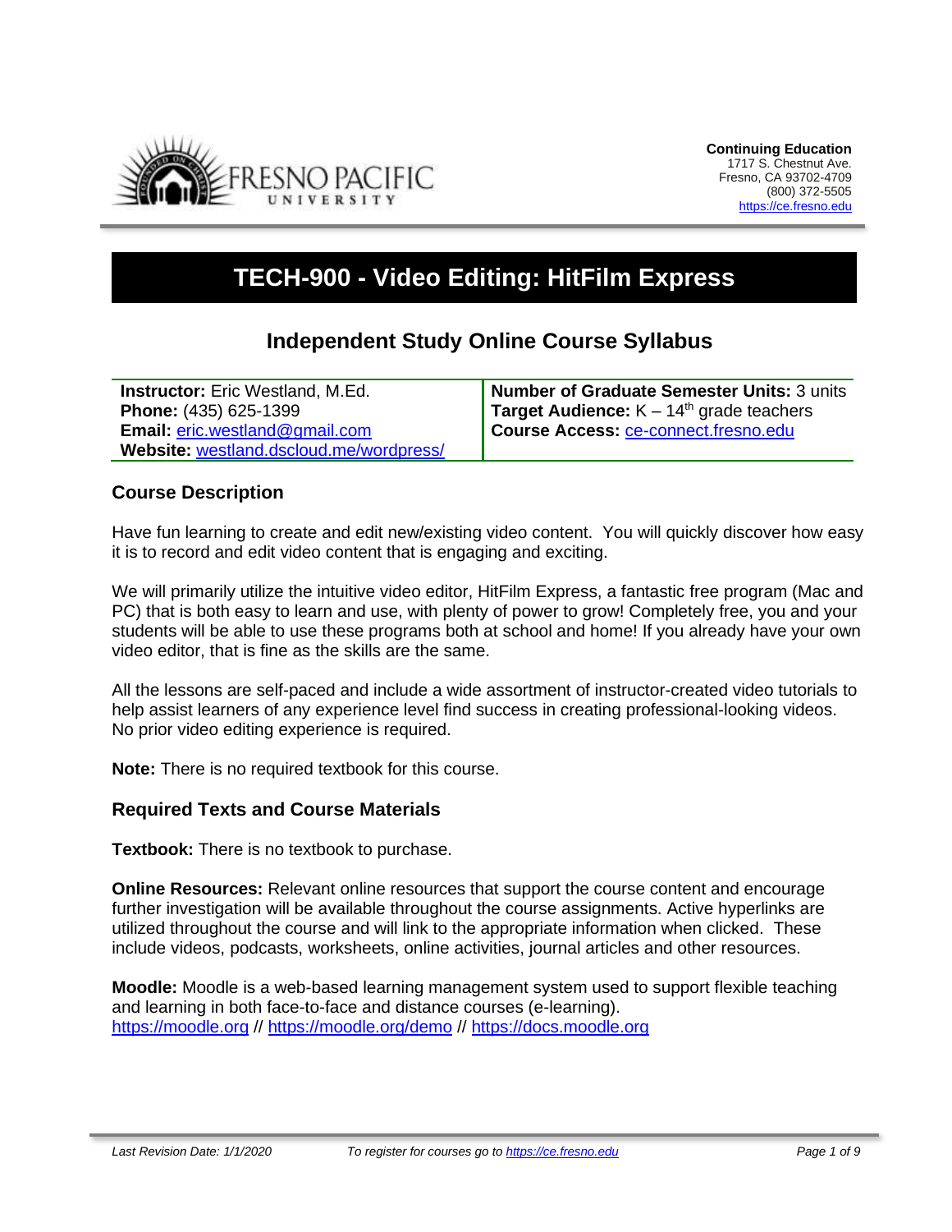**Continuing Education**
1717 S. Chestnut Ave.
Fresno, CA 93702-4709
(800) 372-5505
https://ce.fresno.edu

# TECH-900 - Video Editing: HitFilm Express

## Independent Study Online Course Syllabus

| | |
|---|---|
| **Instructor:** Eric Westland, M.Ed. | **Number of Graduate Semester Units:** 3 units |
| **Phone:** (435) 625-1399 | **Target Audience:** K – 14th grade teachers |
| **Email:** eric.westland@gmail.com | **Course Access:** ce-connect.fresno.edu |
| **Website:** westland.dscloud.me/wordpress/ | |

### Course Description

Have fun learning to create and edit new/existing video content. You will quickly discover how easy it is to record and edit video content that is engaging and exciting.

We will primarily utilize the intuitive video editor, HitFilm Express, a fantastic free program (Mac and PC) that is both easy to learn and use, with plenty of power to grow! Completely free, you and your students will be able to use these programs both at school and home! If you already have your own video editor, that is fine as the skills are the same.

All the lessons are self-paced and include a wide assortment of instructor-created video tutorials to help assist learners of any experience level find success in creating professional-looking videos. No prior video editing experience is required.

**Note:** There is no required textbook for this course.

### Required Texts and Course Materials

**Textbook:** There is no textbook to purchase.

**Online Resources:** Relevant online resources that support the course content and encourage further investigation will be available throughout the course assignments. Active hyperlinks are utilized throughout the course and will link to the appropriate information when clicked. These include videos, podcasts, worksheets, online activities, journal articles and other resources.

**Moodle:** Moodle is a web-based learning management system used to support flexible teaching and learning in both face-to-face and distance courses (e-learning).
https://moodle.org // https://moodle.org/demo // https://docs.moodle.org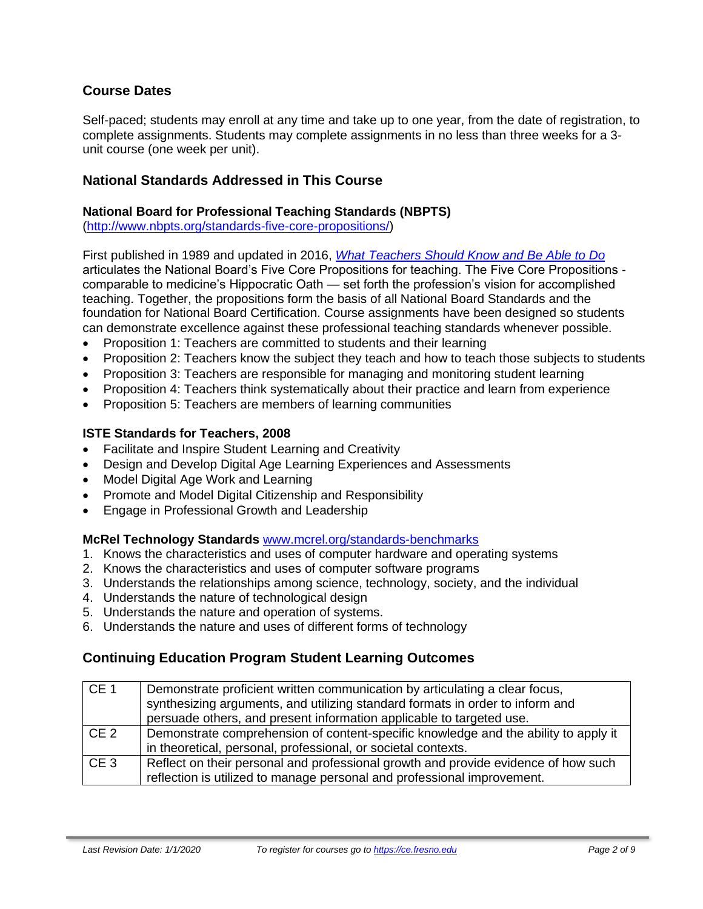## Course Dates

Self-paced; students may enroll at any time and take up to one year, from the date of registration, to complete assignments. Students may complete assignments in no less than three weeks for a 3-unit course (one week per unit).

## National Standards Addressed in This Course

### National Board for Professional Teaching Standards (NBPTS)

(http://www.nbpts.org/standards-five-core-propositions/)

First published in 1989 and updated in 2016, *What Teachers Should Know and Be Able to Do* articulates the National Board's Five Core Propositions for teaching. The Five Core Propositions - comparable to medicine's Hippocratic Oath — set forth the profession's vision for accomplished teaching. Together, the propositions form the basis of all National Board Standards and the foundation for National Board Certification. Course assignments have been designed so students can demonstrate excellence against these professional teaching standards whenever possible.

- Proposition 1: Teachers are committed to students and their learning
- Proposition 2: Teachers know the subject they teach and how to teach those subjects to students
- Proposition 3: Teachers are responsible for managing and monitoring student learning
- Proposition 4: Teachers think systematically about their practice and learn from experience
- Proposition 5: Teachers are members of learning communities

### ISTE Standards for Teachers, 2008

- Facilitate and Inspire Student Learning and Creativity
- Design and Develop Digital Age Learning Experiences and Assessments
- Model Digital Age Work and Learning
- Promote and Model Digital Citizenship and Responsibility
- Engage in Professional Growth and Leadership

### McRel Technology Standards www.mcrel.org/standards-benchmarks

1. Knows the characteristics and uses of computer hardware and operating systems
2. Knows the characteristics and uses of computer software programs
3. Understands the relationships among science, technology, society, and the individual
4. Understands the nature of technological design
5. Understands the nature and operation of systems.
6. Understands the nature and uses of different forms of technology

## Continuing Education Program Student Learning Outcomes

| | |
|---|---|
| CE 1 | Demonstrate proficient written communication by articulating a clear focus, synthesizing arguments, and utilizing standard formats in order to inform and persuade others, and present information applicable to targeted use. |
| CE 2 | Demonstrate comprehension of content-specific knowledge and the ability to apply it in theoretical, personal, professional, or societal contexts. |
| CE 3 | Reflect on their personal and professional growth and provide evidence of how such reflection is utilized to manage personal and professional improvement. |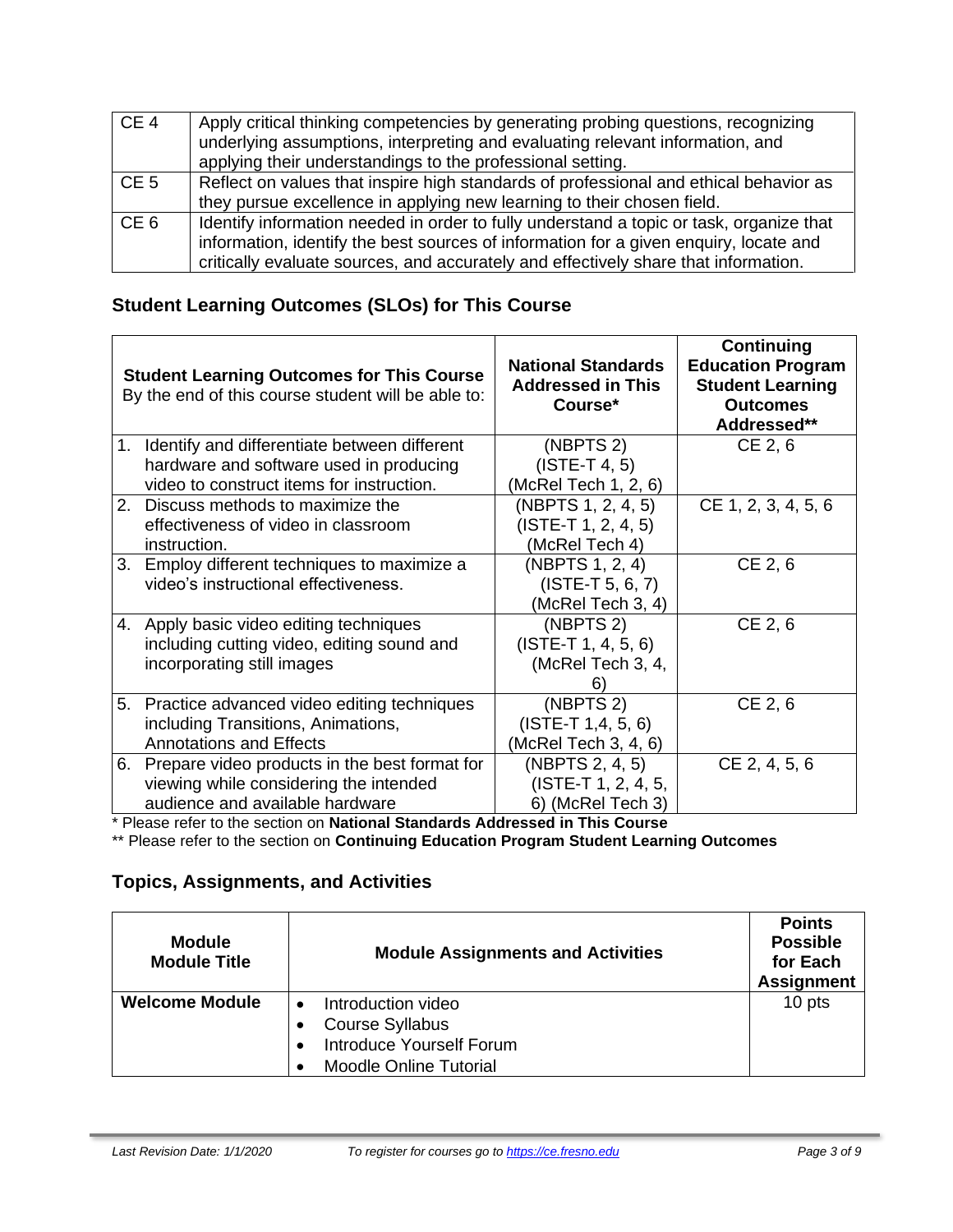| | |
|---|---|
| CE 4 | Apply critical thinking competencies by generating probing questions, recognizing underlying assumptions, interpreting and evaluating relevant information, and applying their understandings to the professional setting. |
| CE 5 | Reflect on values that inspire high standards of professional and ethical behavior as they pursue excellence in applying new learning to their chosen field. |
| CE 6 | Identify information needed in order to fully understand a topic or task, organize that information, identify the best sources of information for a given enquiry, locate and critically evaluate sources, and accurately and effectively share that information. |

## Student Learning Outcomes (SLOs) for This Course

| **Student Learning Outcomes for This Course** By the end of this course student will be able to: | **National Standards Addressed in This Course*** | **Continuing Education Program Student Learning Outcomes Addressed**** |
|---|---|---|
| 1. Identify and differentiate between different hardware and software used in producing video to construct items for instruction. | (NBPTS 2) (ISTE-T 4, 5) (McRel Tech 1, 2, 6) | CE 2, 6 |
| 2. Discuss methods to maximize the effectiveness of video in classroom instruction. | (NBPTS 1, 2, 4, 5) (ISTE-T 1, 2, 4, 5) (McRel Tech 4) | CE 1, 2, 3, 4, 5, 6 |
| 3. Employ different techniques to maximize a video's instructional effectiveness. | (NBPTS 1, 2, 4) (ISTE-T 5, 6, 7) (McRel Tech 3, 4) | CE 2, 6 |
| 4. Apply basic video editing techniques including cutting video, editing sound and incorporating still images | (NBPTS 2) (ISTE-T 1, 4, 5, 6) (McRel Tech 3, 4, 6) | CE 2, 6 |
| 5. Practice advanced video editing techniques including Transitions, Animations, Annotations and Effects | (NBPTS 2) (ISTE-T 1,4, 5, 6) (McRel Tech 3, 4, 6) | CE 2, 6 |
| 6. Prepare video products in the best format for viewing while considering the intended audience and available hardware | (NBPTS 2, 4, 5) (ISTE-T 1, 2, 4, 5, 6) (McRel Tech 3) | CE 2, 4, 5, 6 |

* Please refer to the section on **National Standards Addressed in This Course**

** Please refer to the section on **Continuing Education Program Student Learning Outcomes**

## Topics, Assignments, and Activities

| **Module Module Title** | **Module Assignments and Activities** | **Points Possible for Each Assignment** |
|---|---|---|
| **Welcome Module** | • Introduction video<br>• Course Syllabus<br>• Introduce Yourself Forum<br>• Moodle Online Tutorial | 10 pts |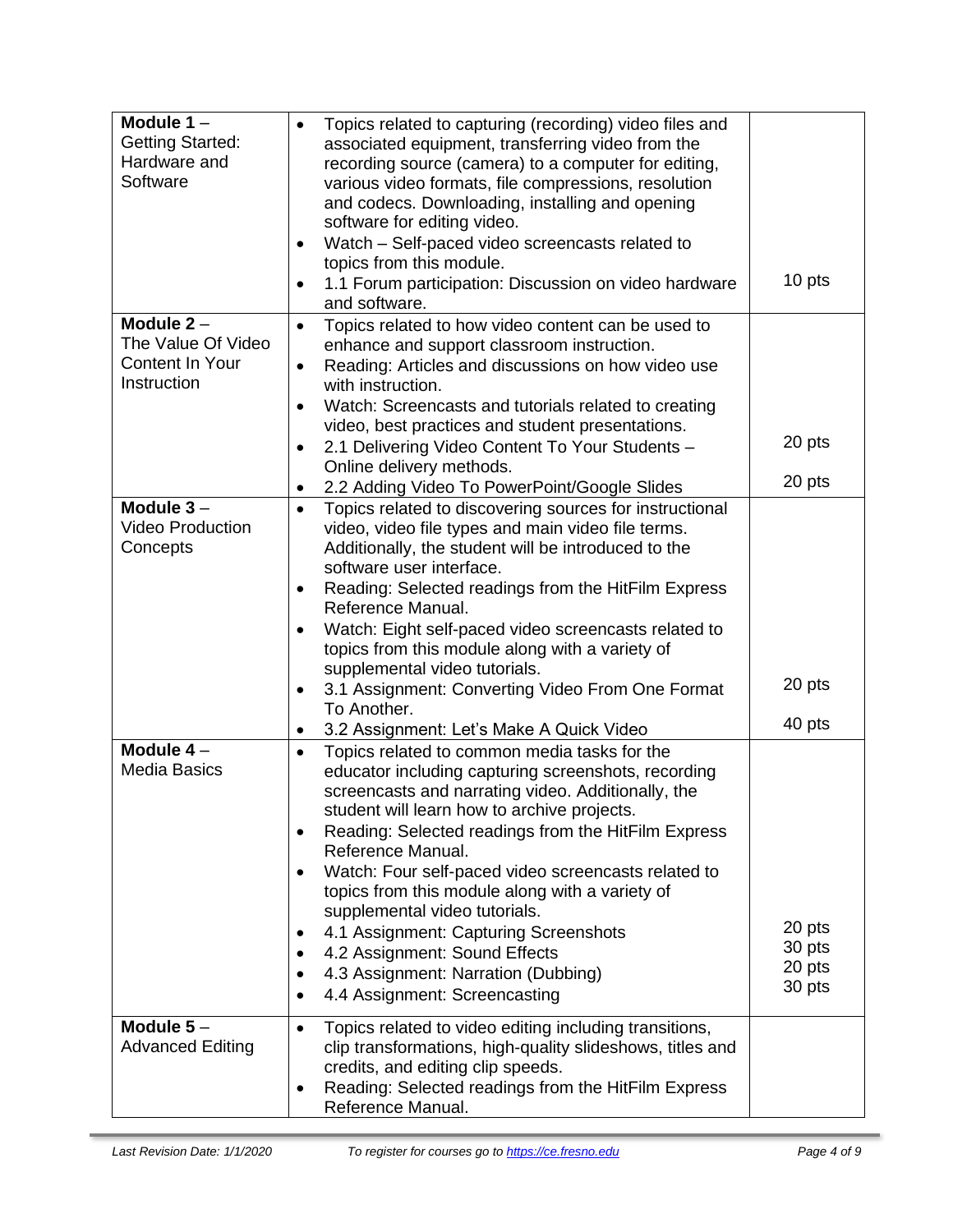| | | |
|---|---|---|
| **Module 1** – Getting Started: Hardware and Software | • Topics related to capturing (recording) video files and associated equipment, transferring video from the recording source (camera) to a computer for editing, various video formats, file compressions, resolution and codecs. Downloading, installing and opening software for editing video.<br>• Watch – Self-paced video screencasts related to topics from this module.<br>• 1.1 Forum participation: Discussion on video hardware and software. | 10 pts |
| **Module 2** – The Value Of Video Content In Your Instruction | • Topics related to how video content can be used to enhance and support classroom instruction.<br>• Reading: Articles and discussions on how video use with instruction.<br>• Watch: Screencasts and tutorials related to creating video, best practices and student presentations.<br>• 2.1 Delivering Video Content To Your Students – Online delivery methods.<br>• 2.2 Adding Video To PowerPoint/Google Slides | 20 pts<br><br>20 pts |
| **Module 3** – Video Production Concepts | • Topics related to discovering sources for instructional video, video file types and main video file terms. Additionally, the student will be introduced to the software user interface.<br>• Reading: Selected readings from the HitFilm Express Reference Manual.<br>• Watch: Eight self-paced video screencasts related to topics from this module along with a variety of supplemental video tutorials.<br>• 3.1 Assignment: Converting Video From One Format To Another.<br>• 3.2 Assignment: Let's Make A Quick Video | 20 pts<br><br>40 pts |
| **Module 4** – Media Basics | • Topics related to common media tasks for the educator including capturing screenshots, recording screencasts and narrating video. Additionally, the student will learn how to archive projects.<br>• Reading: Selected readings from the HitFilm Express Reference Manual.<br>• Watch: Four self-paced video screencasts related to topics from this module along with a variety of supplemental video tutorials.<br>• 4.1 Assignment: Capturing Screenshots<br>• 4.2 Assignment: Sound Effects<br>• 4.3 Assignment: Narration (Dubbing)<br>• 4.4 Assignment: Screencasting | 20 pts<br>30 pts<br>20 pts<br>30 pts |
| **Module 5** – Advanced Editing | • Topics related to video editing including transitions, clip transformations, high-quality slideshows, titles and credits, and editing clip speeds.<br>• Reading: Selected readings from the HitFilm Express Reference Manual. | |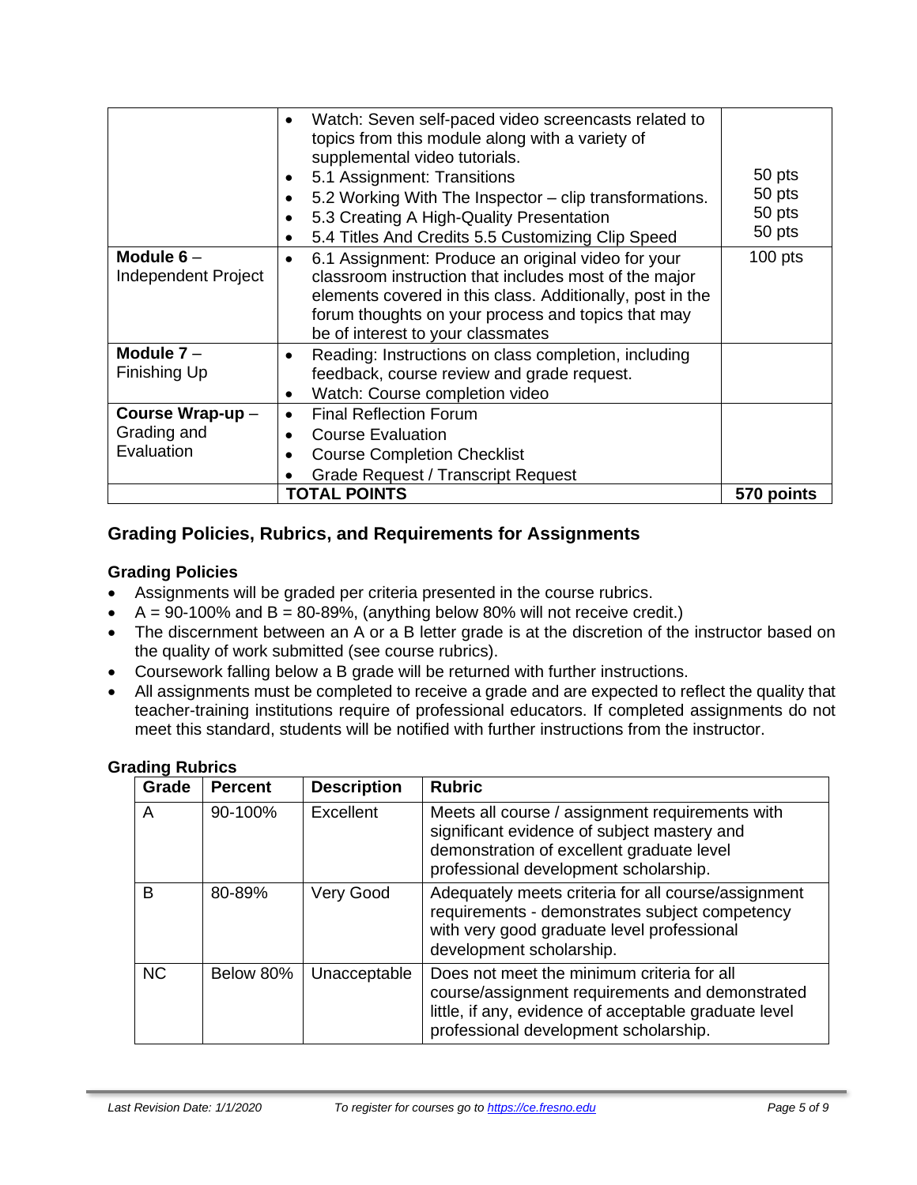| | | |
|---|---|---|
| | • Watch: Seven self-paced video screencasts related to topics from this module along with a variety of supplemental video tutorials.<br>• 5.1 Assignment: Transitions<br>• 5.2 Working With The Inspector – clip transformations.<br>• 5.3 Creating A High-Quality Presentation<br>• 5.4 Titles And Credits 5.5 Customizing Clip Speed | <br><br><br>50 pts<br>50 pts<br>50 pts<br>50 pts |
| **Module 6** – Independent Project | • 6.1 Assignment: Produce an original video for your classroom instruction that includes most of the major elements covered in this class. Additionally, post in the forum thoughts on your process and topics that may be of interest to your classmates | 100 pts |
| **Module 7** – Finishing Up | • Reading: Instructions on class completion, including feedback, course review and grade request.<br>• Watch: Course completion video | |
| **Course Wrap-up** – Grading and Evaluation | • Final Reflection Forum<br>• Course Evaluation<br>• Course Completion Checklist<br>• Grade Request / Transcript Request | |
| | **TOTAL POINTS** | **570 points** |

## Grading Policies, Rubrics, and Requirements for Assignments

### Grading Policies

- Assignments will be graded per criteria presented in the course rubrics.
- A = 90-100% and B = 80-89%, (anything below 80% will not receive credit.)
- The discernment between an A or a B letter grade is at the discretion of the instructor based on the quality of work submitted (see course rubrics).
- Coursework falling below a B grade will be returned with further instructions.
- All assignments must be completed to receive a grade and are expected to reflect the quality that teacher-training institutions require of professional educators. If completed assignments do not meet this standard, students will be notified with further instructions from the instructor.

### Grading Rubrics

| Grade | Percent | Description | Rubric |
|---|---|---|---|
| A | 90-100% | Excellent | Meets all course / assignment requirements with significant evidence of subject mastery and demonstration of excellent graduate level professional development scholarship. |
| B | 80-89% | Very Good | Adequately meets criteria for all course/assignment requirements - demonstrates subject competency with very good graduate level professional development scholarship. |
| NC | Below 80% | Unacceptable | Does not meet the minimum criteria for all course/assignment requirements and demonstrated little, if any, evidence of acceptable graduate level professional development scholarship. |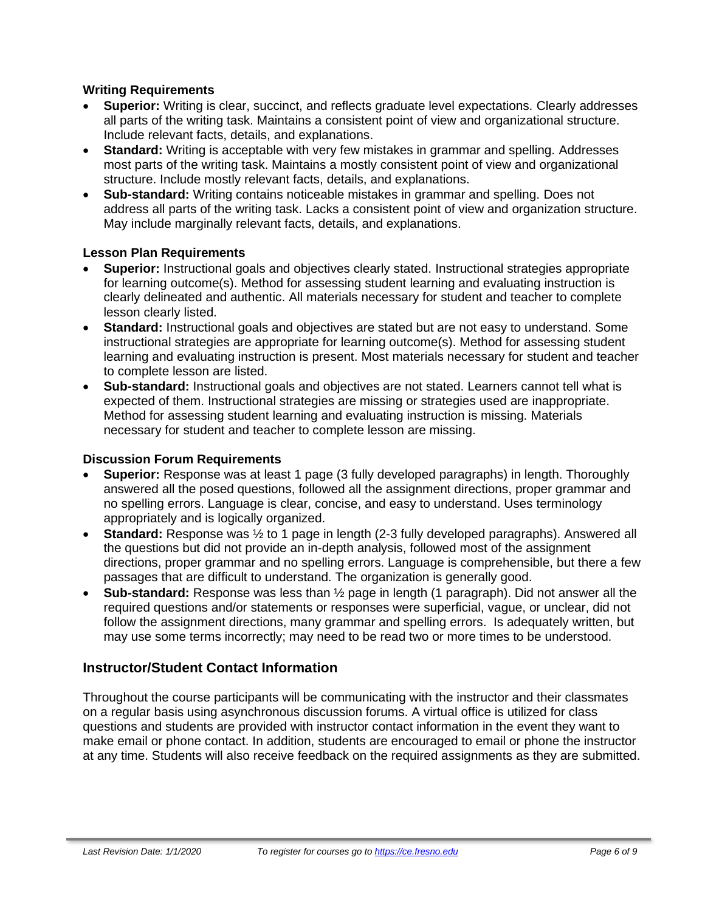### Writing Requirements

- **Superior:** Writing is clear, succinct, and reflects graduate level expectations. Clearly addresses all parts of the writing task. Maintains a consistent point of view and organizational structure. Include relevant facts, details, and explanations.
- **Standard:** Writing is acceptable with very few mistakes in grammar and spelling. Addresses most parts of the writing task. Maintains a mostly consistent point of view and organizational structure. Include mostly relevant facts, details, and explanations.
- **Sub-standard:** Writing contains noticeable mistakes in grammar and spelling. Does not address all parts of the writing task. Lacks a consistent point of view and organization structure. May include marginally relevant facts, details, and explanations.

### Lesson Plan Requirements

- **Superior:** Instructional goals and objectives clearly stated. Instructional strategies appropriate for learning outcome(s). Method for assessing student learning and evaluating instruction is clearly delineated and authentic. All materials necessary for student and teacher to complete lesson clearly listed.
- **Standard:** Instructional goals and objectives are stated but are not easy to understand. Some instructional strategies are appropriate for learning outcome(s). Method for assessing student learning and evaluating instruction is present. Most materials necessary for student and teacher to complete lesson are listed.
- **Sub-standard:** Instructional goals and objectives are not stated. Learners cannot tell what is expected of them. Instructional strategies are missing or strategies used are inappropriate. Method for assessing student learning and evaluating instruction is missing. Materials necessary for student and teacher to complete lesson are missing.

### Discussion Forum Requirements

- **Superior:** Response was at least 1 page (3 fully developed paragraphs) in length. Thoroughly answered all the posed questions, followed all the assignment directions, proper grammar and no spelling errors. Language is clear, concise, and easy to understand. Uses terminology appropriately and is logically organized.
- **Standard:** Response was ½ to 1 page in length (2-3 fully developed paragraphs). Answered all the questions but did not provide an in-depth analysis, followed most of the assignment directions, proper grammar and no spelling errors. Language is comprehensible, but there a few passages that are difficult to understand. The organization is generally good.
- **Sub-standard:** Response was less than ½ page in length (1 paragraph). Did not answer all the required questions and/or statements or responses were superficial, vague, or unclear, did not follow the assignment directions, many grammar and spelling errors. Is adequately written, but may use some terms incorrectly; may need to be read two or more times to be understood.

## Instructor/Student Contact Information

Throughout the course participants will be communicating with the instructor and their classmates on a regular basis using asynchronous discussion forums. A virtual office is utilized for class questions and students are provided with instructor contact information in the event they want to make email or phone contact. In addition, students are encouraged to email or phone the instructor at any time. Students will also receive feedback on the required assignments as they are submitted.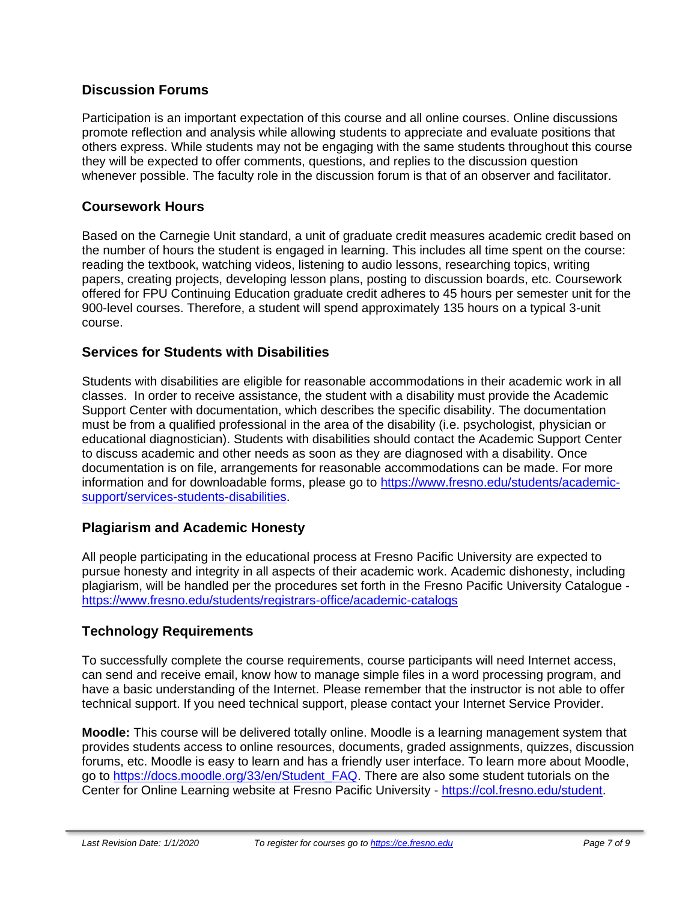## Discussion Forums

Participation is an important expectation of this course and all online courses. Online discussions promote reflection and analysis while allowing students to appreciate and evaluate positions that others express. While students may not be engaging with the same students throughout this course they will be expected to offer comments, questions, and replies to the discussion question whenever possible. The faculty role in the discussion forum is that of an observer and facilitator.

## Coursework Hours

Based on the Carnegie Unit standard, a unit of graduate credit measures academic credit based on the number of hours the student is engaged in learning. This includes all time spent on the course: reading the textbook, watching videos, listening to audio lessons, researching topics, writing papers, creating projects, developing lesson plans, posting to discussion boards, etc. Coursework offered for FPU Continuing Education graduate credit adheres to 45 hours per semester unit for the 900-level courses. Therefore, a student will spend approximately 135 hours on a typical 3-unit course.

## Services for Students with Disabilities

Students with disabilities are eligible for reasonable accommodations in their academic work in all classes. In order to receive assistance, the student with a disability must provide the Academic Support Center with documentation, which describes the specific disability. The documentation must be from a qualified professional in the area of the disability (i.e. psychologist, physician or educational diagnostician). Students with disabilities should contact the Academic Support Center to discuss academic and other needs as soon as they are diagnosed with a disability. Once documentation is on file, arrangements for reasonable accommodations can be made. For more information and for downloadable forms, please go to https://www.fresno.edu/students/academic-support/services-students-disabilities.

## Plagiarism and Academic Honesty

All people participating in the educational process at Fresno Pacific University are expected to pursue honesty and integrity in all aspects of their academic work. Academic dishonesty, including plagiarism, will be handled per the procedures set forth in the Fresno Pacific University Catalogue - https://www.fresno.edu/students/registrars-office/academic-catalogs

## Technology Requirements

To successfully complete the course requirements, course participants will need Internet access, can send and receive email, know how to manage simple files in a word processing program, and have a basic understanding of the Internet. Please remember that the instructor is not able to offer technical support. If you need technical support, please contact your Internet Service Provider.

**Moodle:** This course will be delivered totally online. Moodle is a learning management system that provides students access to online resources, documents, graded assignments, quizzes, discussion forums, etc. Moodle is easy to learn and has a friendly user interface. To learn more about Moodle, go to https://docs.moodle.org/33/en/Student_FAQ. There are also some student tutorials on the Center for Online Learning website at Fresno Pacific University - https://col.fresno.edu/student.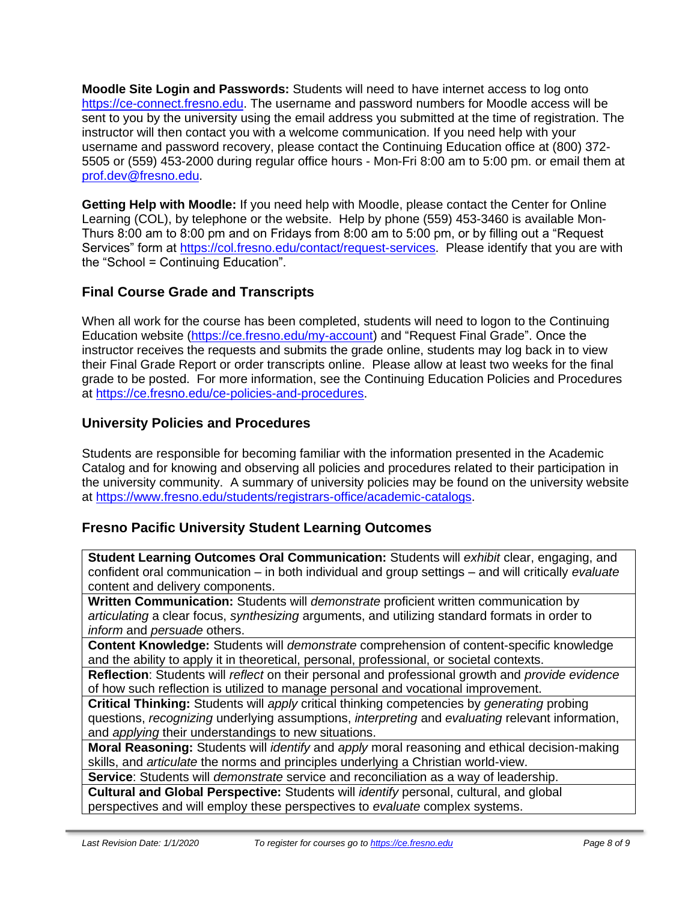**Moodle Site Login and Passwords:** Students will need to have internet access to log onto https://ce-connect.fresno.edu. The username and password numbers for Moodle access will be sent to you by the university using the email address you submitted at the time of registration. The instructor will then contact you with a welcome communication. If you need help with your username and password recovery, please contact the Continuing Education office at (800) 372-5505 or (559) 453-2000 during regular office hours - Mon-Fri 8:00 am to 5:00 pm. or email them at prof.dev@fresno.edu.

**Getting Help with Moodle:** If you need help with Moodle, please contact the Center for Online Learning (COL), by telephone or the website. Help by phone (559) 453-3460 is available Mon-Thurs 8:00 am to 8:00 pm and on Fridays from 8:00 am to 5:00 pm, or by filling out a "Request Services" form at https://col.fresno.edu/contact/request-services. Please identify that you are with the "School = Continuing Education".

## Final Course Grade and Transcripts

When all work for the course has been completed, students will need to logon to the Continuing Education website (https://ce.fresno.edu/my-account) and "Request Final Grade". Once the instructor receives the requests and submits the grade online, students may log back in to view their Final Grade Report or order transcripts online. Please allow at least two weeks for the final grade to be posted. For more information, see the Continuing Education Policies and Procedures at https://ce.fresno.edu/ce-policies-and-procedures.

## University Policies and Procedures

Students are responsible for becoming familiar with the information presented in the Academic Catalog and for knowing and observing all policies and procedures related to their participation in the university community. A summary of university policies may be found on the university website at https://www.fresno.edu/students/registrars-office/academic-catalogs.

## Fresno Pacific University Student Learning Outcomes

| |
|---|
| **Student Learning Outcomes Oral Communication:** Students will *exhibit* clear, engaging, and confident oral communication – in both individual and group settings – and will critically *evaluate* content and delivery components. |
| **Written Communication:** Students will *demonstrate* proficient written communication by *articulating* a clear focus, *synthesizing* arguments, and utilizing standard formats in order to *inform* and *persuade* others. |
| **Content Knowledge:** Students will *demonstrate* comprehension of content-specific knowledge and the ability to apply it in theoretical, personal, professional, or societal contexts. |
| **Reflection**: Students will *reflect* on their personal and professional growth and *provide evidence* of how such reflection is utilized to manage personal and vocational improvement. |
| **Critical Thinking:** Students will *apply* critical thinking competencies by *generating* probing questions, *recognizing* underlying assumptions, *interpreting* and *evaluating* relevant information, and *applying* their understandings to new situations. |
| **Moral Reasoning:** Students will *identify* and *apply* moral reasoning and ethical decision-making skills, and *articulate* the norms and principles underlying a Christian world-view. |
| **Service**: Students will *demonstrate* service and reconciliation as a way of leadership. |
| **Cultural and Global Perspective:** Students will *identify* personal, cultural, and global perspectives and will employ these perspectives to *evaluate* complex systems. |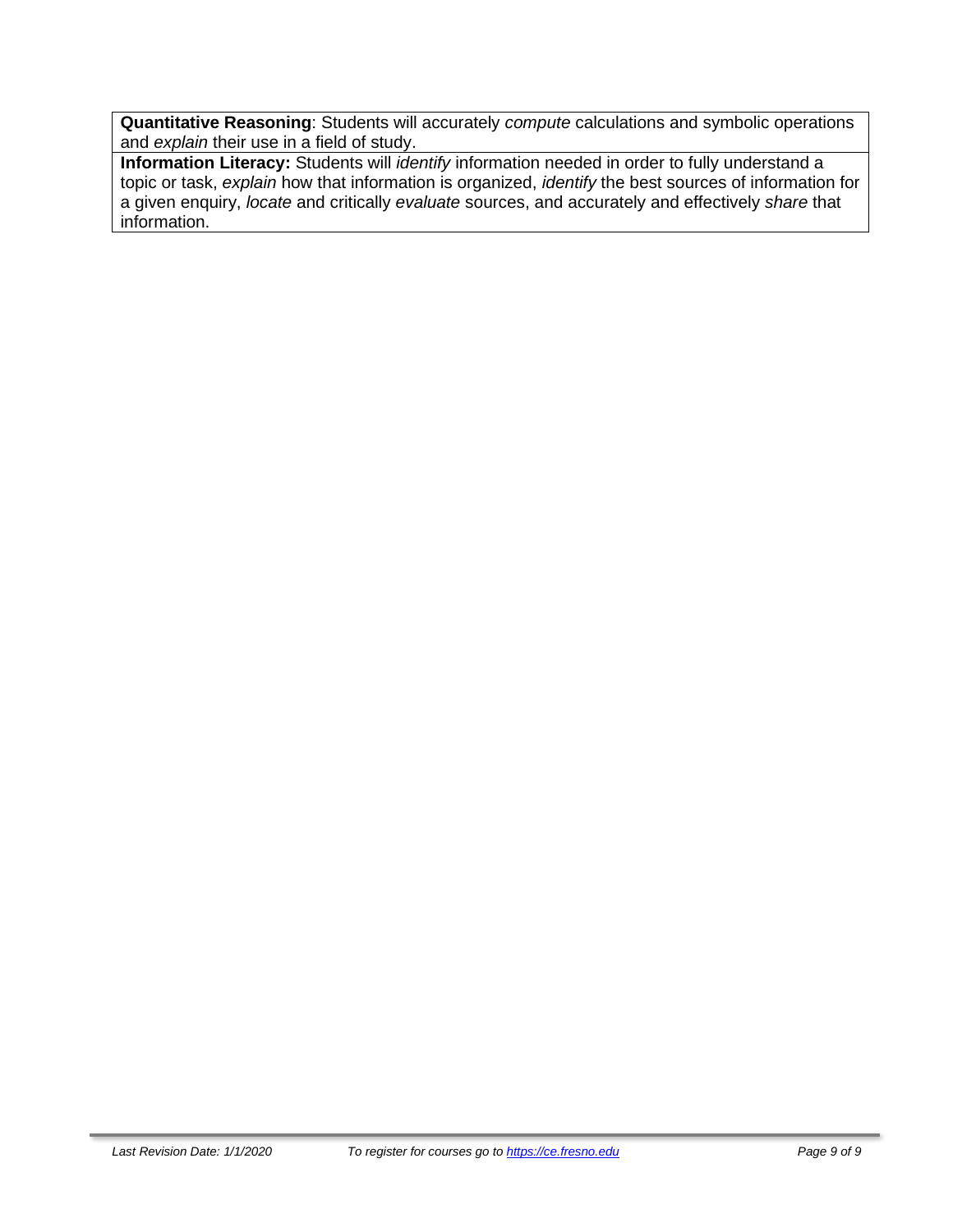**Quantitative Reasoning**: Students will accurately *compute* calculations and symbolic operations and *explain* their use in a field of study.

**Information Literacy:** Students will *identify* information needed in order to fully understand a topic or task, *explain* how that information is organized, *identify* the best sources of information for a given enquiry, *locate* and critically *evaluate* sources, and accurately and effectively *share* that information.